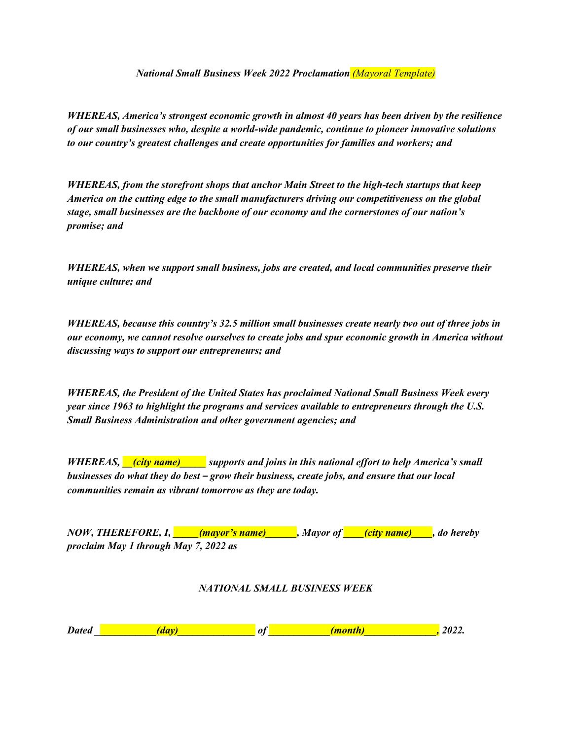*National Small Business Week 2022 Proclamation (Mayoral Template)*

***WHEREAS, America's strongest economic growth in almost 40 years has been driven by the resilience of our small businesses who, despite a world-wide pandemic, continue to pioneer innovative solutions to our country's greatest challenges and create opportunities for families and workers; and***

***WHEREAS, from the storefront shops that anchor Main Street to the high-tech startups that keep America on the cutting edge to the small manufacturers driving our competitiveness on the global stage, small businesses are the backbone of our economy and the cornerstones of our nation's promise; and***

***WHEREAS, when we support small business, jobs are created, and local communities preserve their unique culture; and***

***WHEREAS, because this country's 32.5 million small businesses create nearly two out of three jobs in our economy, we cannot resolve ourselves to create jobs and spur economic growth in America without discussing ways to support our entrepreneurs; and***

***WHEREAS, the President of the United States has proclaimed National Small Business Week every year since 1963 to highlight the programs and services available to entrepreneurs through the U.S. Small Business Administration and other government agencies; and***

***WHEREAS, __(city name)_____ supports and joins in this national effort to help America's small businesses do what they do best – grow their business, create jobs, and ensure that our local communities remain as vibrant tomorrow as they are today.***

***NOW, THEREFORE, I, _____(mayor's name)______, Mayor of ____(city name)____, do hereby proclaim May 1 through May 7, 2022 as***

***NATIONAL SMALL BUSINESS WEEK***

***Dated ____________(day)_______________ of ____________(month)______________, 2022.***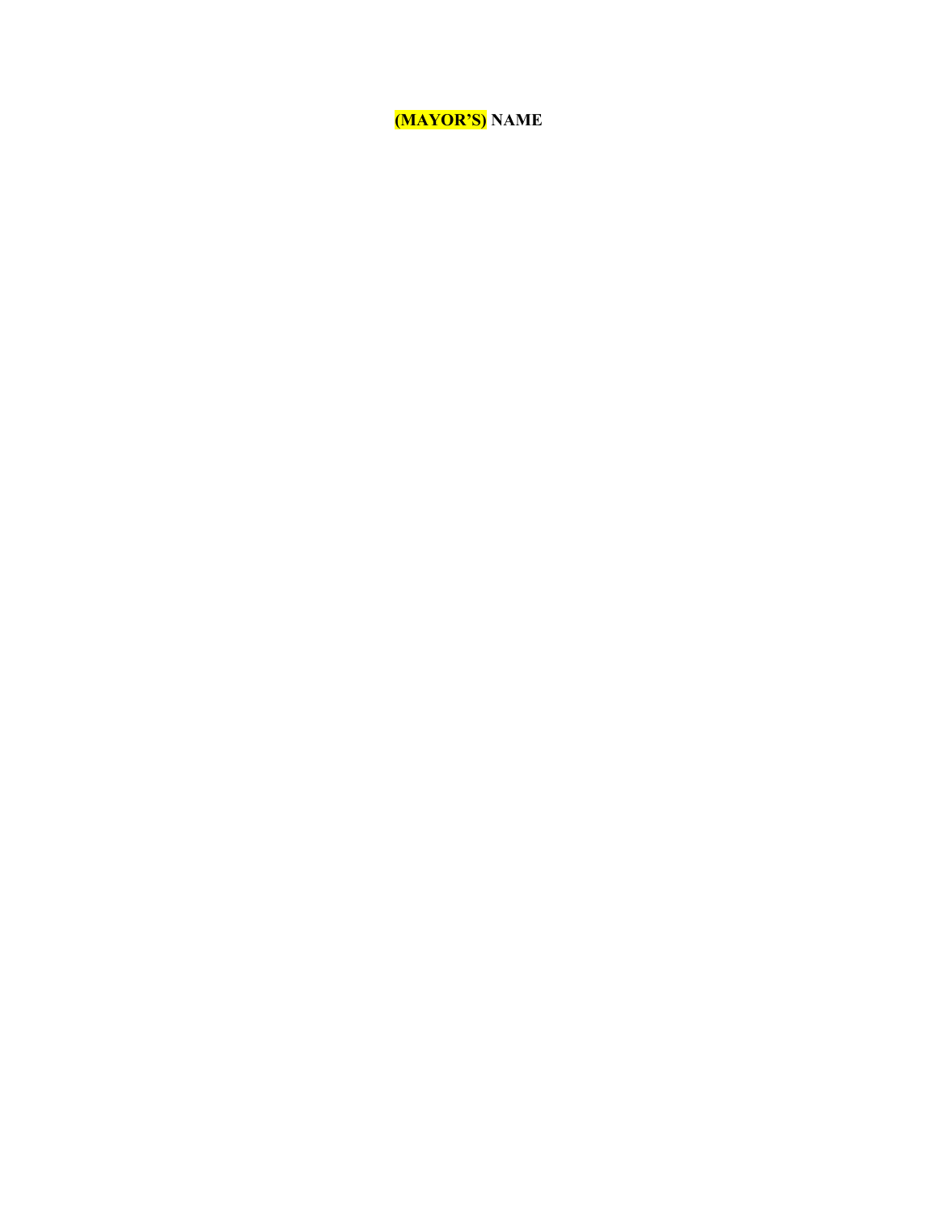**(MAYOR'S) NAME**